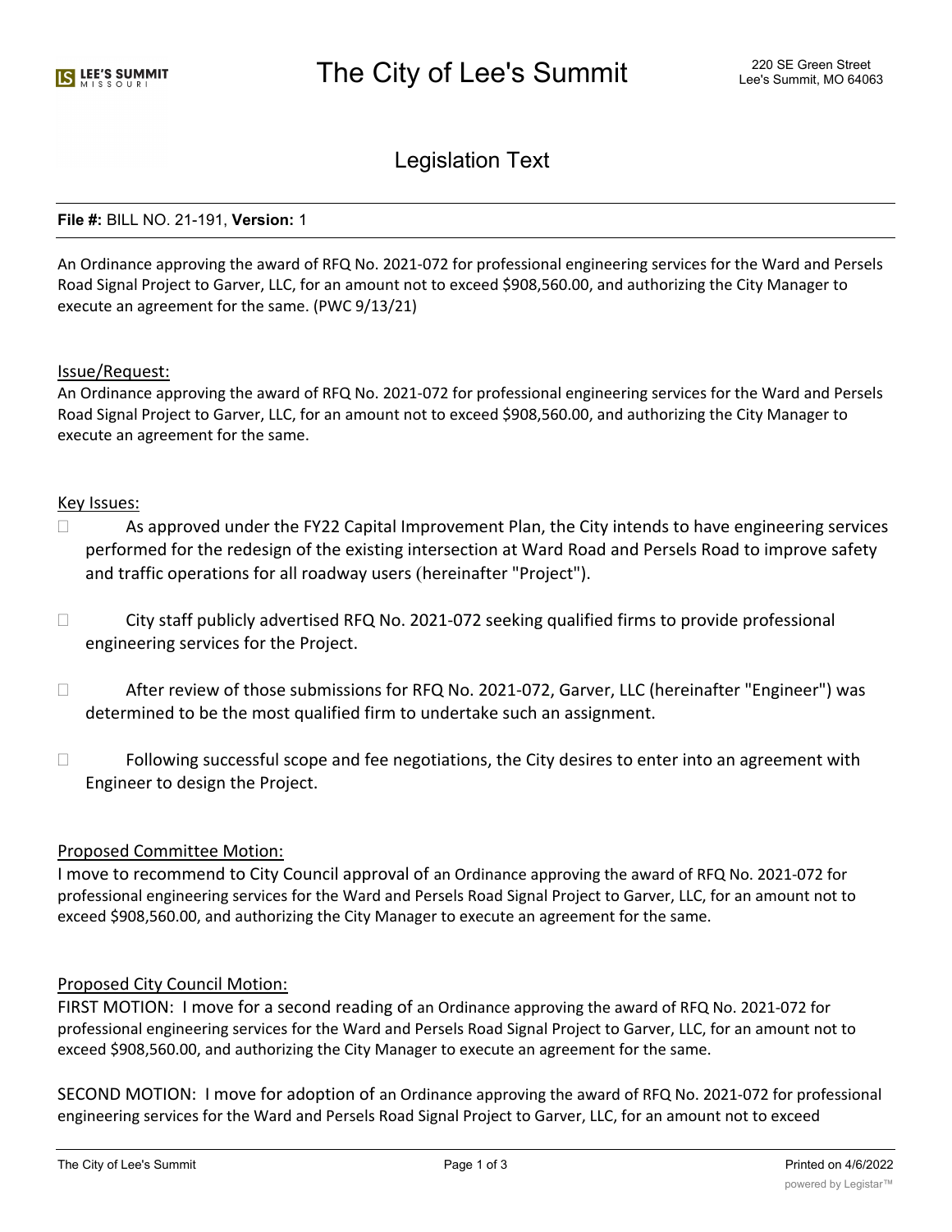# The City of Lee's Summit

220 SE Green Street
Lee's Summit, MO 64063

## Legislation Text

**File #:** BILL NO. 21-191, **Version:** 1

An Ordinance approving the award of RFQ No. 2021-072 for professional engineering services for the Ward and Persels Road Signal Project to Garver, LLC, for an amount not to exceed $908,560.00, and authorizing the City Manager to execute an agreement for the same. (PWC 9/13/21)

### Issue/Request:

An Ordinance approving the award of RFQ No. 2021-072 for professional engineering services for the Ward and Persels Road Signal Project to Garver, LLC, for an amount not to exceed $908,560.00, and authorizing the City Manager to execute an agreement for the same.

### Key Issues:

- As approved under the FY22 Capital Improvement Plan, the City intends to have engineering services performed for the redesign of the existing intersection at Ward Road and Persels Road to improve safety and traffic operations for all roadway users (hereinafter "Project").
- City staff publicly advertised RFQ No. 2021-072 seeking qualified firms to provide professional engineering services for the Project.
- After review of those submissions for RFQ No. 2021-072, Garver, LLC (hereinafter "Engineer") was determined to be the most qualified firm to undertake such an assignment.
- Following successful scope and fee negotiations, the City desires to enter into an agreement with Engineer to design the Project.

### Proposed Committee Motion:

I move to recommend to City Council approval of an Ordinance approving the award of RFQ No. 2021-072 for professional engineering services for the Ward and Persels Road Signal Project to Garver, LLC, for an amount not to exceed $908,560.00, and authorizing the City Manager to execute an agreement for the same.

### Proposed City Council Motion:

FIRST MOTION: I move for a second reading of an Ordinance approving the award of RFQ No. 2021-072 for professional engineering services for the Ward and Persels Road Signal Project to Garver, LLC, for an amount not to exceed $908,560.00, and authorizing the City Manager to execute an agreement for the same.

SECOND MOTION: I move for adoption of an Ordinance approving the award of RFQ No. 2021-072 for professional engineering services for the Ward and Persels Road Signal Project to Garver, LLC, for an amount not to exceed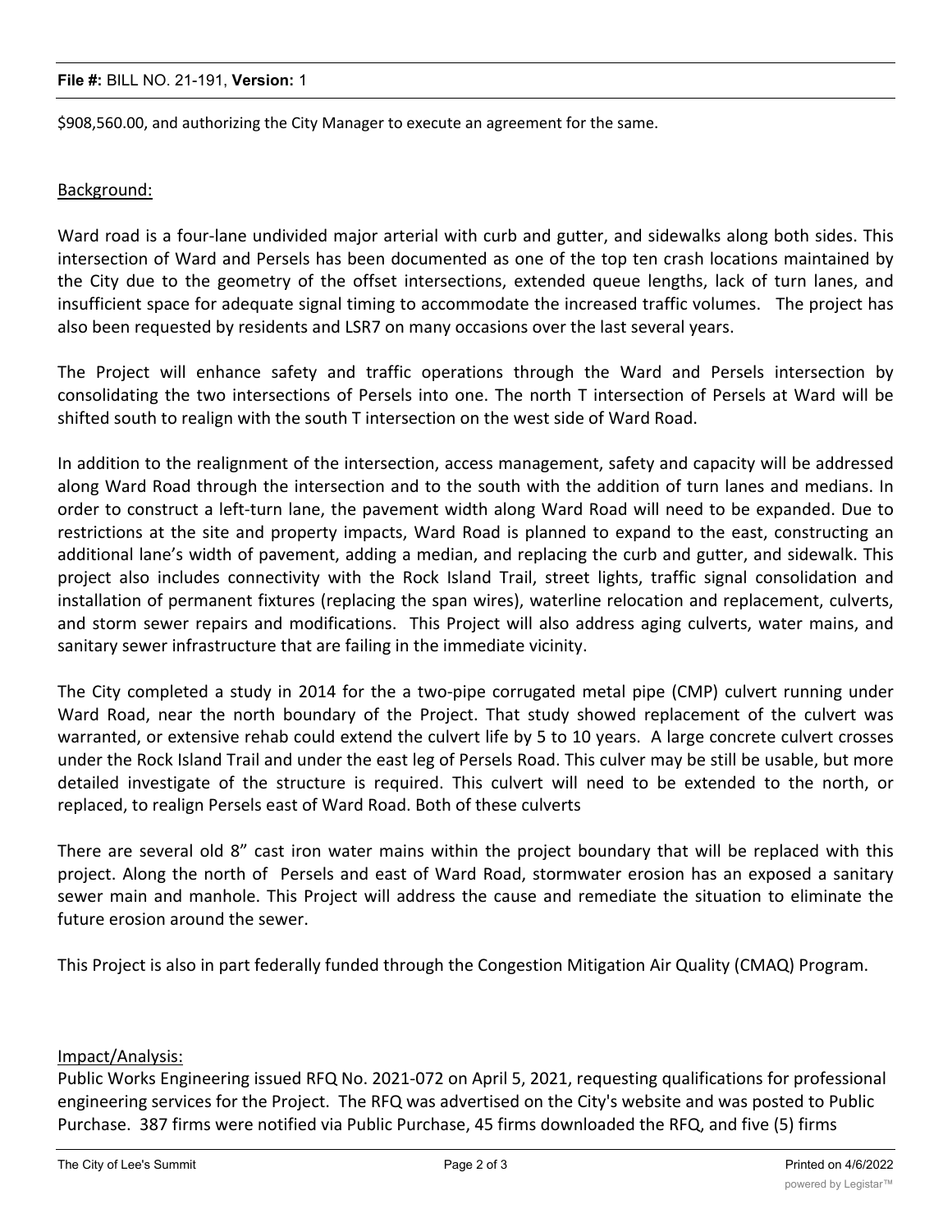$908,560.00, and authorizing the City Manager to execute an agreement for the same.

Background:

Ward road is a four-lane undivided major arterial with curb and gutter, and sidewalks along both sides. This intersection of Ward and Persels has been documented as one of the top ten crash locations maintained by the City due to the geometry of the offset intersections, extended queue lengths, lack of turn lanes, and insufficient space for adequate signal timing to accommodate the increased traffic volumes. The project has also been requested by residents and LSR7 on many occasions over the last several years.

The Project will enhance safety and traffic operations through the Ward and Persels intersection by consolidating the two intersections of Persels into one. The north T intersection of Persels at Ward will be shifted south to realign with the south T intersection on the west side of Ward Road.

In addition to the realignment of the intersection, access management, safety and capacity will be addressed along Ward Road through the intersection and to the south with the addition of turn lanes and medians. In order to construct a left-turn lane, the pavement width along Ward Road will need to be expanded. Due to restrictions at the site and property impacts, Ward Road is planned to expand to the east, constructing an additional lane's width of pavement, adding a median, and replacing the curb and gutter, and sidewalk. This project also includes connectivity with the Rock Island Trail, street lights, traffic signal consolidation and installation of permanent fixtures (replacing the span wires), waterline relocation and replacement, culverts, and storm sewer repairs and modifications. This Project will also address aging culverts, water mains, and sanitary sewer infrastructure that are failing in the immediate vicinity.

The City completed a study in 2014 for the a two-pipe corrugated metal pipe (CMP) culvert running under Ward Road, near the north boundary of the Project. That study showed replacement of the culvert was warranted, or extensive rehab could extend the culvert life by 5 to 10 years. A large concrete culvert crosses under the Rock Island Trail and under the east leg of Persels Road. This culver may be still be usable, but more detailed investigate of the structure is required. This culvert will need to be extended to the north, or replaced, to realign Persels east of Ward Road. Both of these culverts

There are several old 8" cast iron water mains within the project boundary that will be replaced with this project. Along the north of Persels and east of Ward Road, stormwater erosion has an exposed a sanitary sewer main and manhole. This Project will address the cause and remediate the situation to eliminate the future erosion around the sewer.

This Project is also in part federally funded through the Congestion Mitigation Air Quality (CMAQ) Program.

Impact/Analysis:

Public Works Engineering issued RFQ No. 2021-072 on April 5, 2021, requesting qualifications for professional engineering services for the Project. The RFQ was advertised on the City's website and was posted to Public Purchase. 387 firms were notified via Public Purchase, 45 firms downloaded the RFQ, and five (5) firms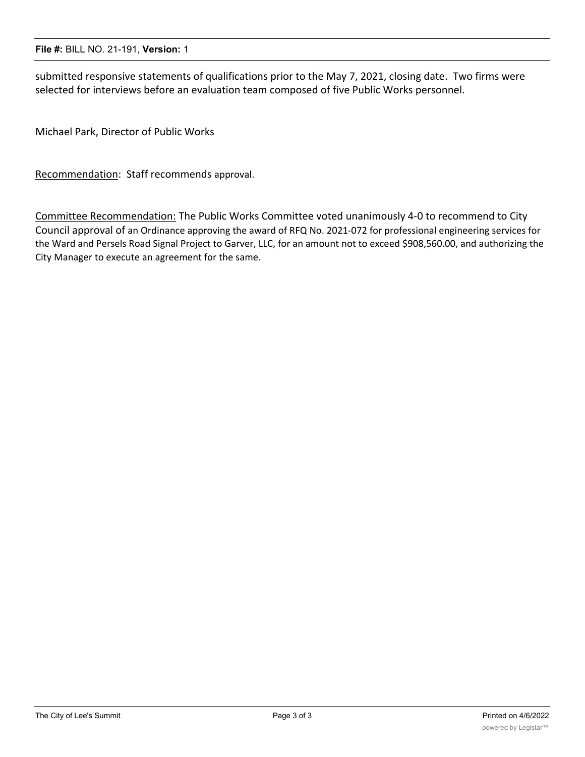submitted responsive statements of qualifications prior to the May 7, 2021, closing date. Two firms were selected for interviews before an evaluation team composed of five Public Works personnel.

Michael Park, Director of Public Works

Recommendation: Staff recommends approval.

Committee Recommendation: The Public Works Committee voted unanimously 4-0 to recommend to City Council approval of an Ordinance approving the award of RFQ No. 2021-072 for professional engineering services for the Ward and Persels Road Signal Project to Garver, LLC, for an amount not to exceed $908,560.00, and authorizing the City Manager to execute an agreement for the same.